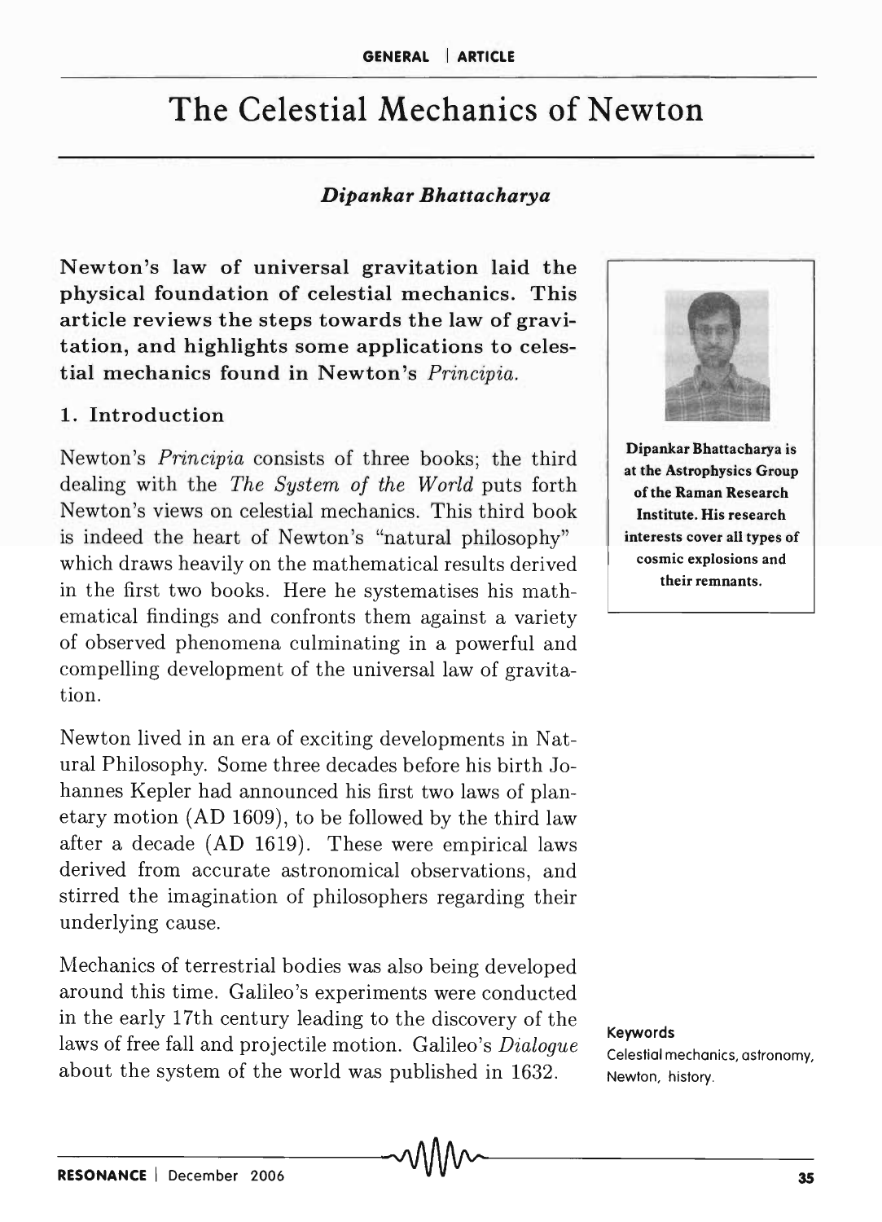# The Celestial Mechanics of Newton

***Dipankar Bhattacharya***

**Newton's law of universal gravitation laid the physical foundation of celestial mechanics. This article reviews the steps towards the law of gravitation, and highlights some applications to celestial mechanics found in Newton's *Principia*.**

**Dipankar Bhattacharya is at the Astrophysics Group of the Raman Research Institute. His research interests cover all types of cosmic explosions and their remnants.**

## 1. Introduction

Newton's *Principia* consists of three books; the third dealing with the *The System of the World* puts forth Newton's views on celestial mechanics. This third book is indeed the heart of Newton's "natural philosophy" which draws heavily on the mathematical results derived in the first two books. Here he systematises his mathematical findings and confronts them against a variety of observed phenomena culminating in a powerful and compelling development of the universal law of gravitation.

Newton lived in an era of exciting developments in Natural Philosophy. Some three decades before his birth Johannes Kepler had announced his first two laws of planetary motion (AD 1609), to be followed by the third law after a decade (AD 1619). These were empirical laws derived from accurate astronomical observations, and stirred the imagination of philosophers regarding their underlying cause.

Mechanics of terrestrial bodies was also being developed around this time. Galileo's experiments were conducted in the early 17th century leading to the discovery of the laws of free fall and projectile motion. Galileo's *Dialogue* about the system of the world was published in 1632.

**Keywords**
Celestial mechanics, astronomy, Newton, history.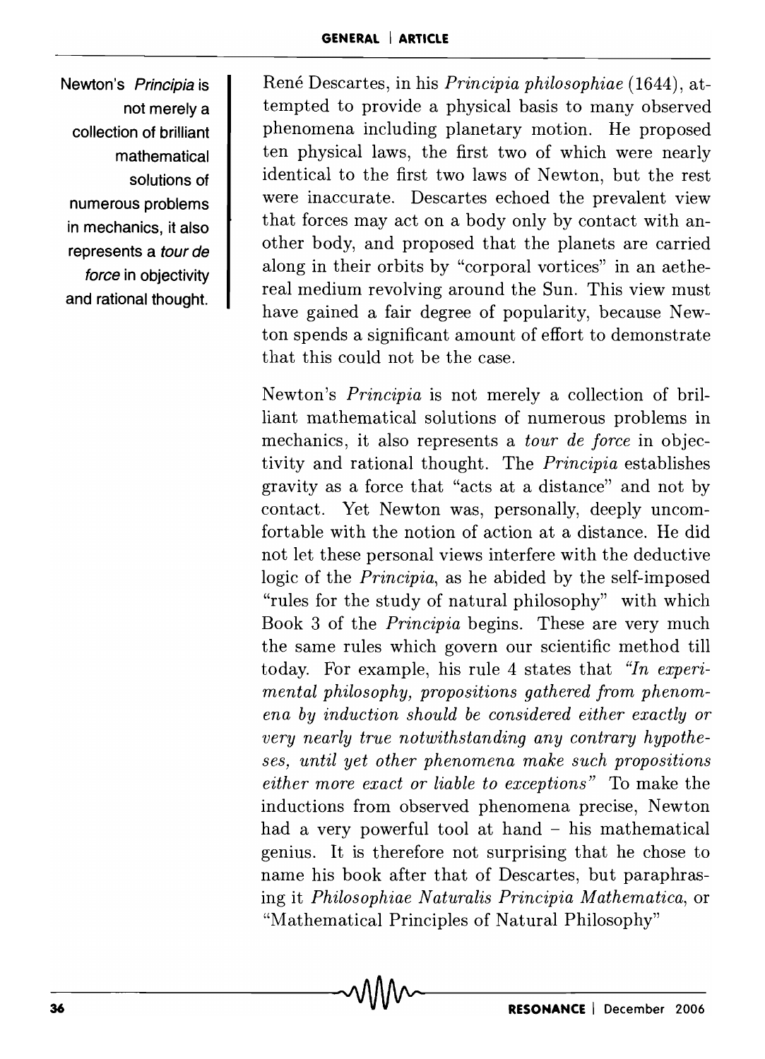René Descartes, in his *Principia philosophiae* (1644), attempted to provide a physical basis to many observed phenomena including planetary motion. He proposed ten physical laws, the first two of which were nearly identical to the first two laws of Newton, but the rest were inaccurate. Descartes echoed the prevalent view that forces may act on a body only by contact with another body, and proposed that the planets are carried along in their orbits by "corporal vortices" in an aethereal medium revolving around the Sun. This view must have gained a fair degree of popularity, because Newton spends a significant amount of effort to demonstrate that this could not be the case.

Newton's *Principia* is not merely a collection of brilliant mathematical solutions of numerous problems in mechanics, it also represents a *tour de force* in objectivity and rational thought. The *Principia* establishes gravity as a force that "acts at a distance" and not by contact. Yet Newton was, personally, deeply uncomfortable with the notion of action at a distance. He did not let these personal views interfere with the deductive logic of the *Principia*, as he abided by the self-imposed "rules for the study of natural philosophy" with which Book 3 of the *Principia* begins. These are very much the same rules which govern our scientific method till today. For example, his rule 4 states that *"In experimental philosophy, propositions gathered from phenomena by induction should be considered either exactly or very nearly true notwithstanding any contrary hypotheses, until yet other phenomena make such propositions either more exact or liable to exceptions"* To make the inductions from observed phenomena precise, Newton had a very powerful tool at hand – his mathematical genius. It is therefore not surprising that he chose to name his book after that of Descartes, but paraphrasing it *Philosophiae Naturalis Principia Mathematica*, or "Mathematical Principles of Natural Philosophy"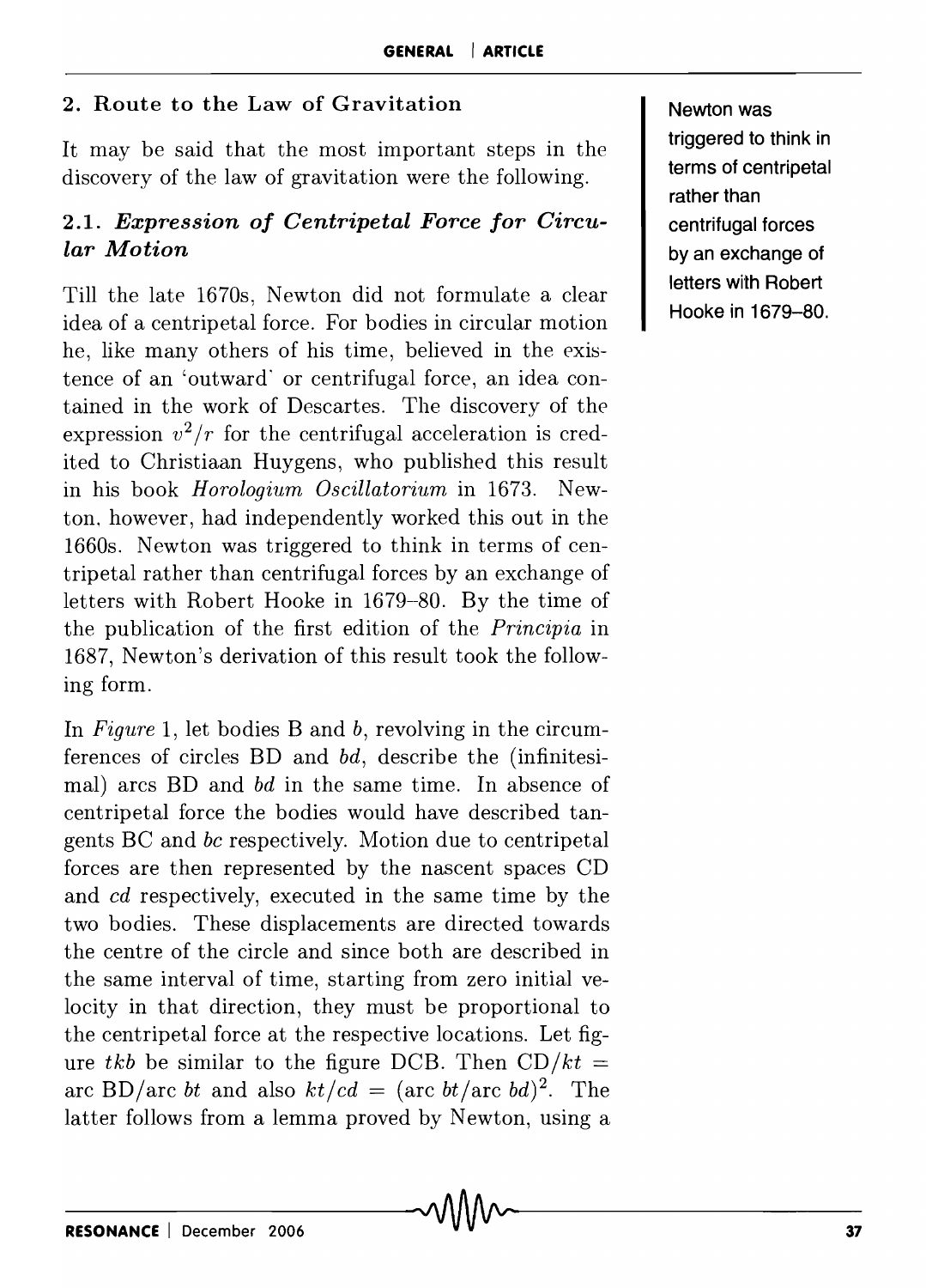## 2. Route to the Law of Gravitation

It may be said that the most important steps in the discovery of the law of gravitation were the following.

### 2.1. *Expression of Centripetal Force for Circular Motion*

Till the late 1670s, Newton did not formulate a clear idea of a centripetal force. For bodies in circular motion he, like many others of his time, believed in the existence of an 'outward' or centrifugal force, an idea contained in the work of Descartes. The discovery of the expression $v^2/r$ for the centrifugal acceleration is credited to Christiaan Huygens, who published this result in his book *Horologium Oscillatorium* in 1673. Newton, however, had independently worked this out in the 1660s. Newton was triggered to think in terms of centripetal rather than centrifugal forces by an exchange of letters with Robert Hooke in 1679–80. By the time of the publication of the first edition of the *Principia* in 1687, Newton's derivation of this result took the following form.

Newton was triggered to think in terms of centripetal rather than centrifugal forces by an exchange of letters with Robert Hooke in 1679–80.

In *Figure* 1, let bodies B and $b$, revolving in the circumferences of circles BD and $bd$, describe the (infinitesimal) arcs BD and $bd$ in the same time. In absence of centripetal force the bodies would have described tangents BC and $bc$ respectively. Motion due to centripetal forces are then represented by the nascent spaces CD and $cd$ respectively, executed in the same time by the two bodies. These displacements are directed towards the centre of the circle and since both are described in the same interval of time, starting from zero initial velocity in that direction, they must be proportional to the centripetal force at the respective locations. Let figure $tkb$ be similar to the figure DCB. Then $\mathrm{CD}/kt = \text{arc BD}/\text{arc } bt$ and also $kt/cd = (\text{arc } bt/\text{arc } bd)^2$. The latter follows from a lemma proved by Newton, using a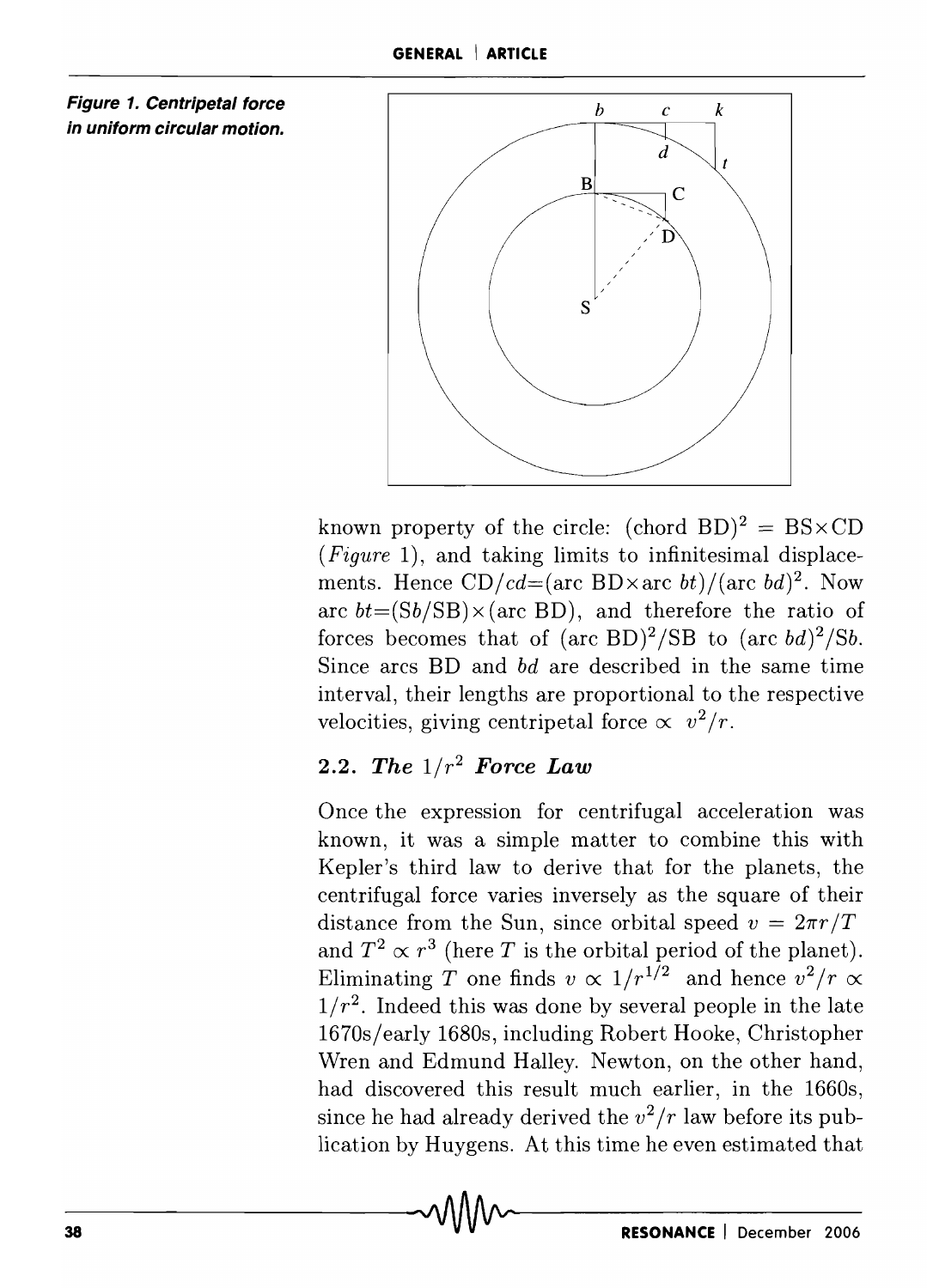**Figure 1. Centripetal force in uniform circular motion.**

known property of the circle: $(\text{chord BD})^2 = \text{BS}\times\text{CD}$ (*Figure* 1), and taking limits to infinitesimal displacements. Hence $\text{CD}/cd = (\text{arc BD}\times\text{arc }bt)/(\text{arc }bd)^2$. Now arc $bt = (\text{S}b/\text{SB})\times(\text{arc BD})$, and therefore the ratio of forces becomes that of $(\text{arc BD})^2/\text{SB}$ to $(\text{arc }bd)^2/\text{S}b$. Since arcs BD and $bd$ are described in the same time interval, their lengths are proportional to the respective velocities, giving centripetal force $\propto v^2/r$.

### 2.2. The $1/r^2$ Force Law

Once the expression for centrifugal acceleration was known, it was a simple matter to combine this with Kepler's third law to derive that for the planets, the centrifugal force varies inversely as the square of their distance from the Sun, since orbital speed $v = 2\pi r/T$ and $T^2 \propto r^3$ (here $T$ is the orbital period of the planet). Eliminating $T$ one finds $v \propto 1/r^{1/2}$ and hence $v^2/r \propto 1/r^2$. Indeed this was done by several people in the late 1670s/early 1680s, including Robert Hooke, Christopher Wren and Edmund Halley. Newton, on the other hand, had discovered this result much earlier, in the 1660s, since he had already derived the $v^2/r$ law before its publication by Huygens. At this time he even estimated that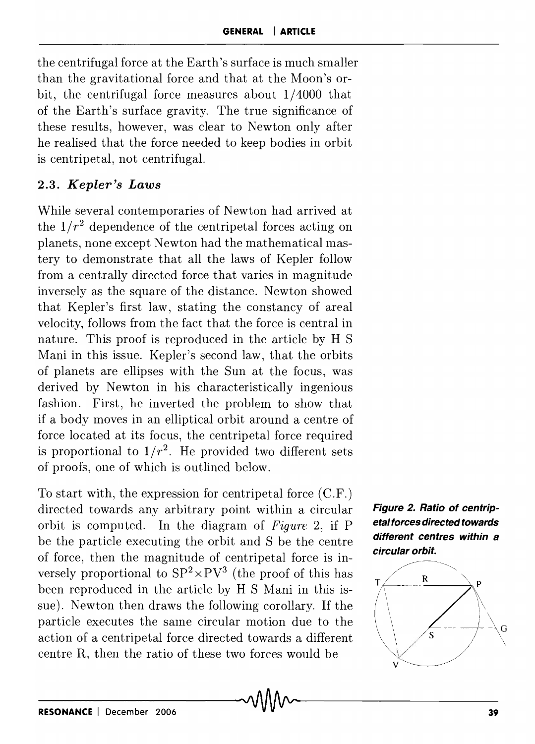the centrifugal force at the Earth's surface is much smaller than the gravitational force and that at the Moon's orbit, the centrifugal force measures about 1/4000 that of the Earth's surface gravity. The true significance of these results, however, was clear to Newton only after he realised that the force needed to keep bodies in orbit is centripetal, not centrifugal.

### 2.3. *Kepler's Laws*

While several contemporaries of Newton had arrived at the $1/r^2$ dependence of the centripetal forces acting on planets, none except Newton had the mathematical mastery to demonstrate that all the laws of Kepler follow from a centrally directed force that varies in magnitude inversely as the square of the distance. Newton showed that Kepler's first law, stating the constancy of areal velocity, follows from the fact that the force is central in nature. This proof is reproduced in the article by H S Mani in this issue. Kepler's second law, that the orbits of planets are ellipses with the Sun at the focus, was derived by Newton in his characteristically ingenious fashion. First, he inverted the problem to show that if a body moves in an elliptical orbit around a centre of force located at its focus, the centripetal force required is proportional to $1/r^2$. He provided two different sets of proofs, one of which is outlined below.

To start with, the expression for centripetal force (C.F.) directed towards any arbitrary point within a circular orbit is computed. In the diagram of *Figure* 2, if P be the particle executing the orbit and S be the centre of force, then the magnitude of centripetal force is inversely proportional to $\mathrm{SP}^2 \times \mathrm{PV}^3$ (the proof of this has been reproduced in the article by H S Mani in this issue). Newton then draws the following corollary. If the particle executes the same circular motion due to the action of a centripetal force directed towards a different centre R, then the ratio of these two forces would be

**Figure 2. Ratio of centripetal forces directed towards different centres within a circular orbit.**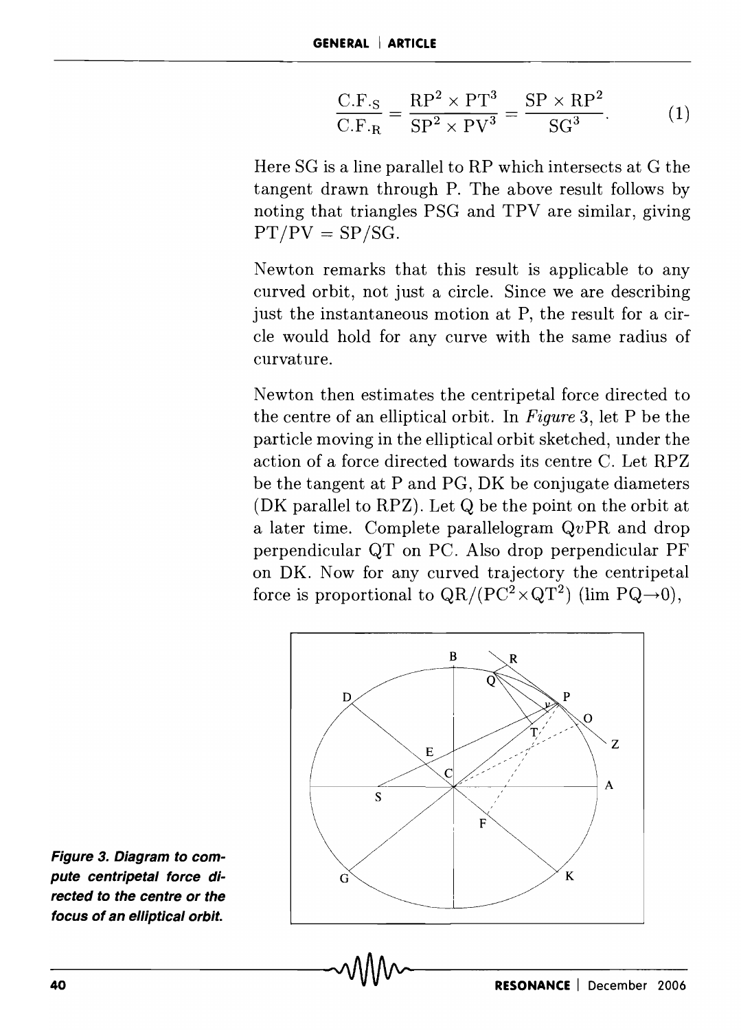$$\frac{\text{C.F.}_{\text{S}}}{\text{C.F.}_{\text{R}}} = \frac{\text{RP}^2 \times \text{PT}^3}{\text{SP}^2 \times \text{PV}^3} = \frac{\text{SP} \times \text{RP}^2}{\text{SG}^3}. \tag{1}$$

Here SG is a line parallel to RP which intersects at G the tangent drawn through P. The above result follows by noting that triangles PSG and TPV are similar, giving PT/PV = SP/SG.

Newton remarks that this result is applicable to any curved orbit, not just a circle. Since we are describing just the instantaneous motion at P, the result for a circle would hold for any curve with the same radius of curvature.

Newton then estimates the centripetal force directed to the centre of an elliptical orbit. In *Figure* 3, let P be the particle moving in the elliptical orbit sketched, under the action of a force directed towards its centre C. Let RPZ be the tangent at P and PG, DK be conjugate diameters (DK parallel to RPZ). Let Q be the point on the orbit at a later time. Complete parallelogram Q$v$PR and drop perpendicular QT on PC. Also drop perpendicular PF on DK. Now for any curved trajectory the centripetal force is proportional to $\text{QR}/(\text{PC}^2 \times \text{QT}^2)$ (lim PQ→0),

**Figure 3. Diagram to compute centripetal force directed to the centre or the focus of an elliptical orbit.**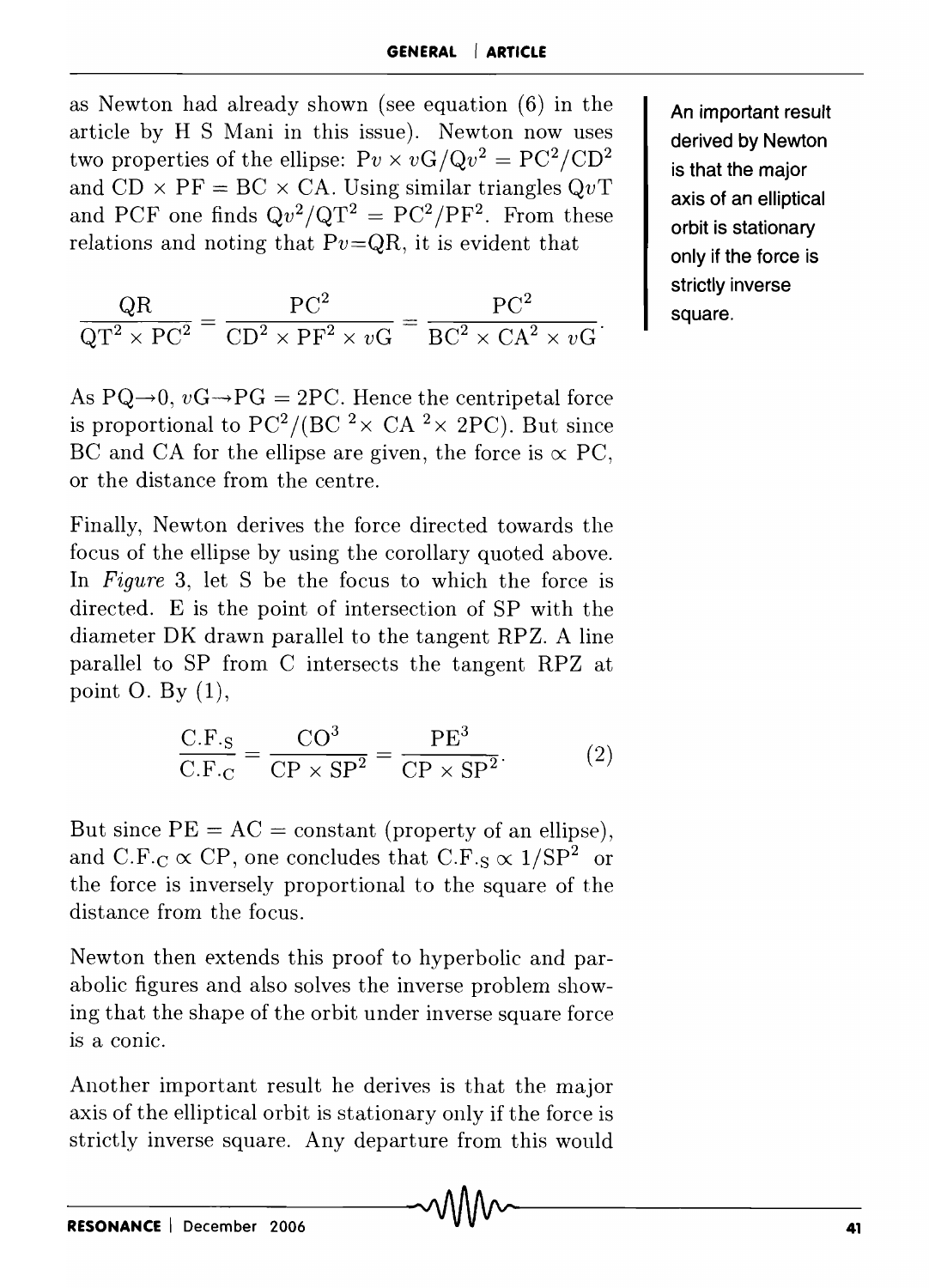as Newton had already shown (see equation (6) in the article by H S Mani in this issue). Newton now uses two properties of the ellipse: $\mathrm{P}v \times v\mathrm{G}/\mathrm{Q}v^2 = \mathrm{PC}^2/\mathrm{CD}^2$ and $\mathrm{CD} \times \mathrm{PF} = \mathrm{BC} \times \mathrm{CA}$. Using similar triangles $\mathrm{Q}v\mathrm{T}$ and PCF one finds $\mathrm{Q}v^2/\mathrm{QT}^2 = \mathrm{PC}^2/\mathrm{PF}^2$. From these relations and noting that $\mathrm{P}v$=QR, it is evident that

$$\frac{\mathrm{QR}}{\mathrm{QT}^2 \times \mathrm{PC}^2} = \frac{\mathrm{PC}^2}{\mathrm{CD}^2 \times \mathrm{PF}^2 \times v\mathrm{G}} = \frac{\mathrm{PC}^2}{\mathrm{BC}^2 \times \mathrm{CA}^2 \times v\mathrm{G}}.$$

As $\mathrm{PQ}\to 0$, $v\mathrm{G} \to \mathrm{PG} = 2\mathrm{PC}$. Hence the centripetal force is proportional to $\mathrm{PC}^2/(\mathrm{BC}^2 \times \mathrm{CA}^2 \times 2\mathrm{PC})$. But since BC and CA for the ellipse are given, the force is $\propto$ PC, or the distance from the centre.

Finally, Newton derives the force directed towards the focus of the ellipse by using the corollary quoted above. In *Figure* 3, let S be the focus to which the force is directed. E is the point of intersection of SP with the diameter DK drawn parallel to the tangent RPZ. A line parallel to SP from C intersects the tangent RPZ at point O. By (1),

$$\frac{\mathrm{C.F.}_{\mathrm{S}}}{\mathrm{C.F.}_{\mathrm{C}}} = \frac{\mathrm{CO}^3}{\mathrm{CP} \times \mathrm{SP}^2} = \frac{\mathrm{PE}^3}{\mathrm{CP} \times \mathrm{SP}^2}. \tag{2}$$

But since PE = AC = constant (property of an ellipse), and $\mathrm{C.F.}_{\mathrm{C}} \propto \mathrm{CP}$, one concludes that $\mathrm{C.F.}_{\mathrm{S}} \propto 1/\mathrm{SP}^2$ or the force is inversely proportional to the square of the distance from the focus.

Newton then extends this proof to hyperbolic and parabolic figures and also solves the inverse problem showing that the shape of the orbit under inverse square force is a conic.

Another important result he derives is that the major axis of the elliptical orbit is stationary only if the force is strictly inverse square. Any departure from this would

An important result derived by Newton is that the major axis of an elliptical orbit is stationary only if the force is strictly inverse square.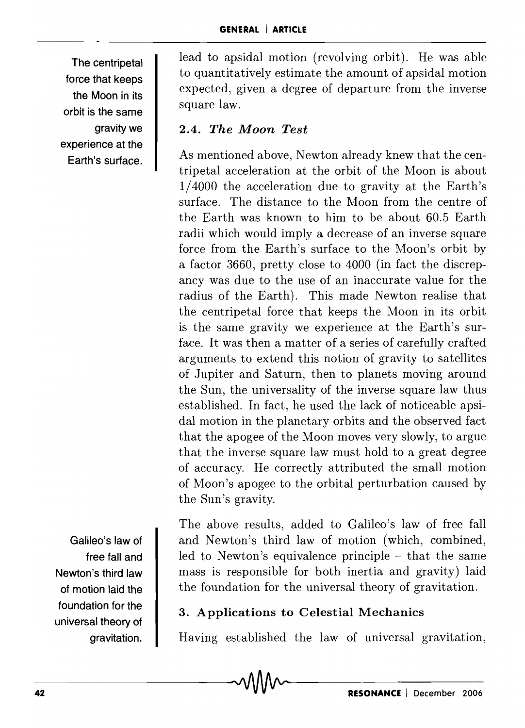lead to apsidal motion (revolving orbit). He was able to quantitatively estimate the amount of apsidal motion expected, given a degree of departure from the inverse square law.

### 2.4. *The Moon Test*

As mentioned above, Newton already knew that the centripetal acceleration at the orbit of the Moon is about 1/4000 the acceleration due to gravity at the Earth's surface. The distance to the Moon from the centre of the Earth was known to him to be about 60.5 Earth radii which would imply a decrease of an inverse square force from the Earth's surface to the Moon's orbit by a factor 3660, pretty close to 4000 (in fact the discrepancy was due to the use of an inaccurate value for the radius of the Earth). This made Newton realise that the centripetal force that keeps the Moon in its orbit is the same gravity we experience at the Earth's surface. It was then a matter of a series of carefully crafted arguments to extend this notion of gravity to satellites of Jupiter and Saturn, then to planets moving around the Sun, the universality of the inverse square law thus established. In fact, he used the lack of noticeable apsidal motion in the planetary orbits and the observed fact that the apogee of the Moon moves very slowly, to argue that the inverse square law must hold to a great degree of accuracy. He correctly attributed the small motion of Moon's apogee to the orbital perturbation caused by the Sun's gravity.

The centripetal force that keeps the Moon in its orbit is the same gravity we experience at the Earth's surface.

The above results, added to Galileo's law of free fall and Newton's third law of motion (which, combined, led to Newton's equivalence principle – that the same mass is responsible for both inertia and gravity) laid the foundation for the universal theory of gravitation.

Galileo's law of free fall and Newton's third law of motion laid the foundation for the universal theory of gravitation.

## 3. Applications to Celestial Mechanics

Having established the law of universal gravitation,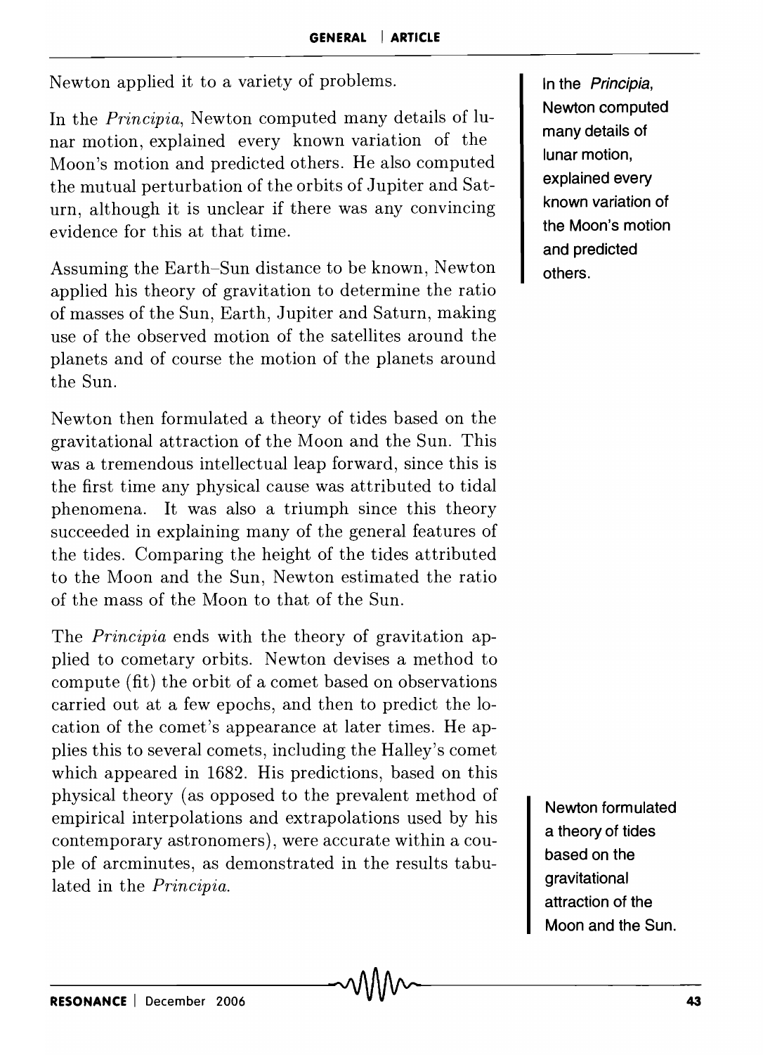Newton applied it to a variety of problems.

In the *Principia*, Newton computed many details of lunar motion, explained every known variation of the Moon's motion and predicted others. He also computed the mutual perturbation of the orbits of Jupiter and Saturn, although it is unclear if there was any convincing evidence for this at that time.

> In the *Principia*, Newton computed many details of lunar motion, explained every known variation of the Moon's motion and predicted others.

Assuming the Earth–Sun distance to be known, Newton applied his theory of gravitation to determine the ratio of masses of the Sun, Earth, Jupiter and Saturn, making use of the observed motion of the satellites around the planets and of course the motion of the planets around the Sun.

Newton then formulated a theory of tides based on the gravitational attraction of the Moon and the Sun. This was a tremendous intellectual leap forward, since this is the first time any physical cause was attributed to tidal phenomena. It was also a triumph since this theory succeeded in explaining many of the general features of the tides. Comparing the height of the tides attributed to the Moon and the Sun, Newton estimated the ratio of the mass of the Moon to that of the Sun.

The *Principia* ends with the theory of gravitation applied to cometary orbits. Newton devises a method to compute (fit) the orbit of a comet based on observations carried out at a few epochs, and then to predict the location of the comet's appearance at later times. He applies this to several comets, including the Halley's comet which appeared in 1682. His predictions, based on this physical theory (as opposed to the prevalent method of empirical interpolations and extrapolations used by his contemporary astronomers), were accurate within a couple of arcminutes, as demonstrated in the results tabulated in the *Principia*.

> Newton formulated a theory of tides based on the gravitational attraction of the Moon and the Sun.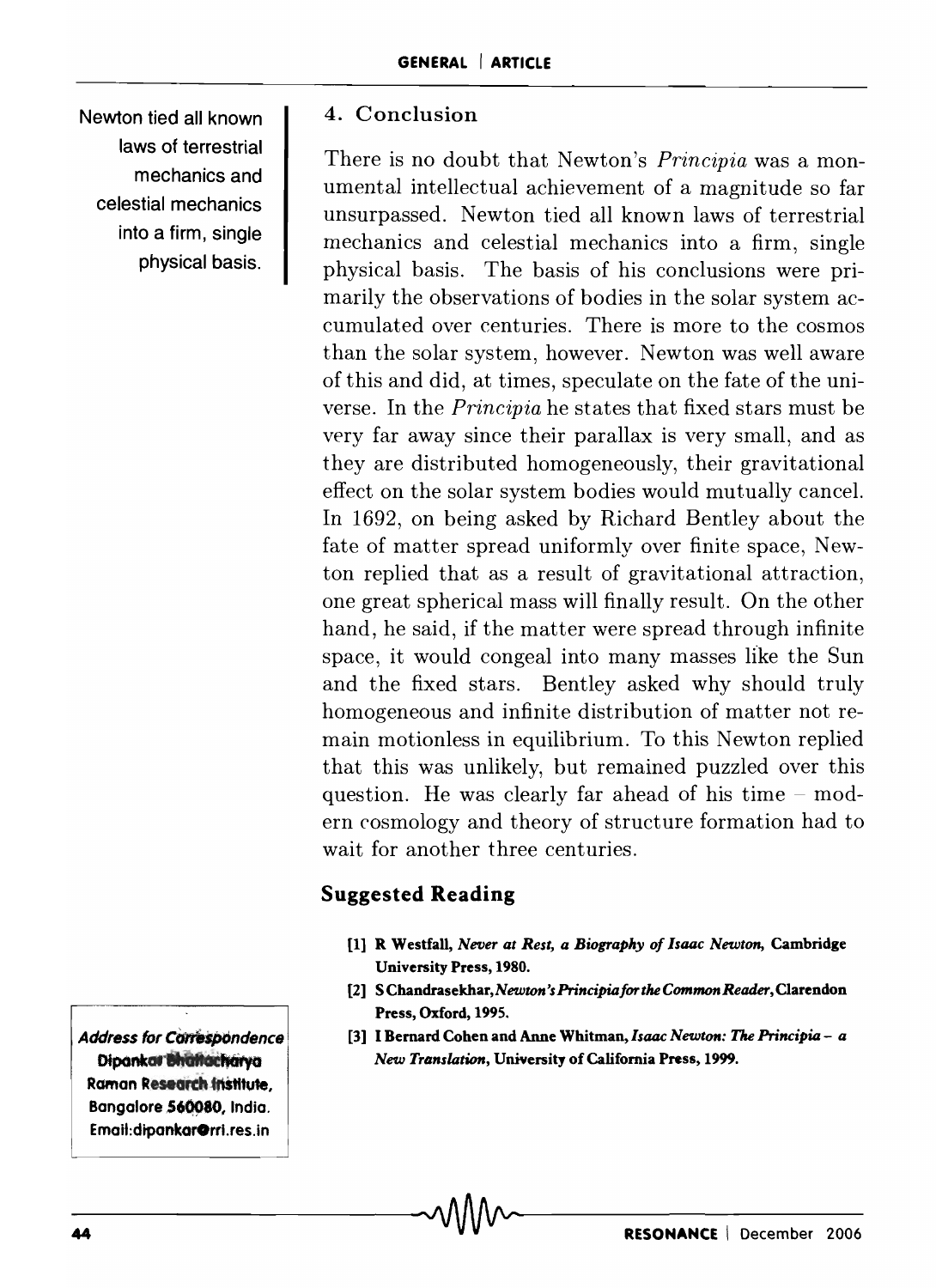Newton tied all known laws of terrestrial mechanics and celestial mechanics into a firm, single physical basis.

## 4. Conclusion

There is no doubt that Newton's *Principia* was a monumental intellectual achievement of a magnitude so far unsurpassed. Newton tied all known laws of terrestrial mechanics and celestial mechanics into a firm, single physical basis. The basis of his conclusions were primarily the observations of bodies in the solar system accumulated over centuries. There is more to the cosmos than the solar system, however. Newton was well aware of this and did, at times, speculate on the fate of the universe. In the *Principia* he states that fixed stars must be very far away since their parallax is very small, and as they are distributed homogeneously, their gravitational effect on the solar system bodies would mutually cancel. In 1692, on being asked by Richard Bentley about the fate of matter spread uniformly over finite space, Newton replied that as a result of gravitational attraction, one great spherical mass will finally result. On the other hand, he said, if the matter were spread through infinite space, it would congeal into many masses like the Sun and the fixed stars. Bentley asked why should truly homogeneous and infinite distribution of matter not remain motionless in equilibrium. To this Newton replied that this was unlikely, but remained puzzled over this question. He was clearly far ahead of his time – modern cosmology and theory of structure formation had to wait for another three centuries.

## Suggested Reading

[1] R Westfall, *Never at Rest, a Biography of Isaac Newton*, Cambridge University Press, 1980.

[2] S Chandrasekhar, *Newton's Principia for the Common Reader*, Clarendon Press, Oxford, 1995.

[3] I Bernard Cohen and Anne Whitman, *Isaac Newton: The Principia – a New Translation*, University of California Press, 1999.

*Address for Correspondence*
Dipankar Bhattacharya
Raman Research Institute,
Bangalore 560080, India.
Email:dipankar@rri.res.in